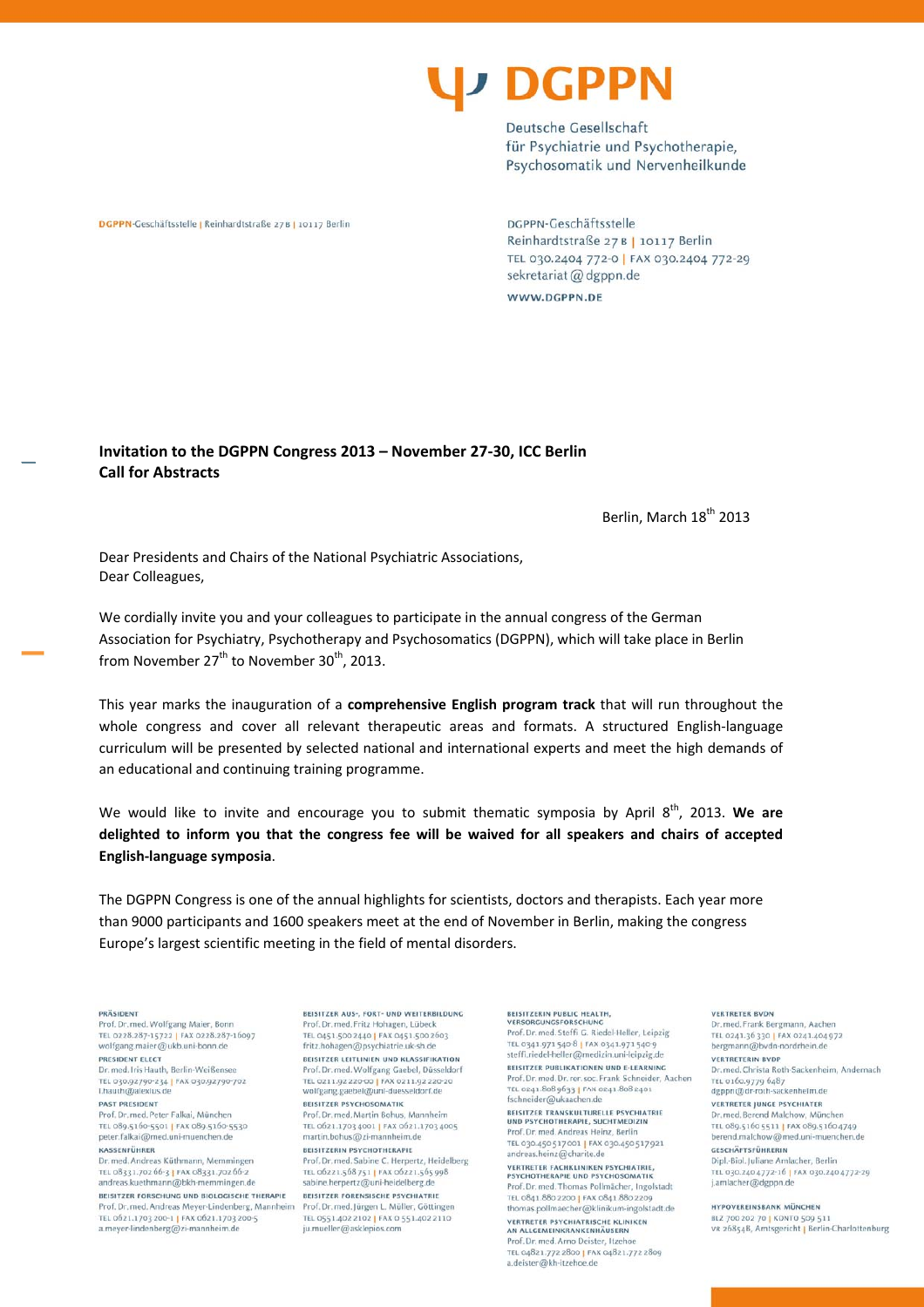# DGPPN

Deutsche Gesellschaft für Psychiatrie und Psychotherapie, Psychosomatik und Nervenheilkunde

DGPPN-Geschäftsstelle | Reinhardtstraße 27 B | 10117 Berlin

DGPPN-Geschäftsstelle
Reinhardtstraße 27 B | 10117 Berlin
TEL 030.2404 772-0 | FAX 030.2404 772-29
sekretariat@dgppn.de
WWW.DGPPN.DE

**Invitation to the DGPPN Congress 2013 – November 27-30, ICC Berlin**
**Call for Abstracts**

Berlin, March 18th 2013

Dear Presidents and Chairs of the National Psychiatric Associations,
Dear Colleagues,

We cordially invite you and your colleagues to participate in the annual congress of the German Association for Psychiatry, Psychotherapy and Psychosomatics (DGPPN), which will take place in Berlin from November 27th to November 30th, 2013.

This year marks the inauguration of a **comprehensive English program track** that will run throughout the whole congress and cover all relevant therapeutic areas and formats. A structured English-language curriculum will be presented by selected national and international experts and meet the high demands of an educational and continuing training programme.

We would like to invite and encourage you to submit thematic symposia by April 8th, 2013. **We are delighted to inform you that the congress fee will be waived for all speakers and chairs of accepted English-language symposia**.

The DGPPN Congress is one of the annual highlights for scientists, doctors and therapists. Each year more than 9000 participants and 1600 speakers meet at the end of November in Berlin, making the congress Europe's largest scientific meeting in the field of mental disorders.

PRÄSIDENT
Prof. Dr. med. Wolfgang Maier, Bonn
TEL 0228.287-15722 | FAX 0228.287-16097
wolfgang.maier@ukb.uni-bonn.de

PRESIDENT ELECT
Dr. med. Iris Hauth, Berlin-Weißensee
TEL 030.92790-234 | FAX 030.92790-702
i.hauth@alexius.de

PAST PRESIDENT
Prof. Dr. med. Peter Falkai, München
TEL 089.5160-5501 | FAX 089.5160-5530
peter.falkai@med.uni-muenchen.de

KASSENFÜHRER
Dr. med. Andreas Küthmann, Memmingen
TEL 08331.702 66-3 | FAX 08331.702 66-2
andreas.kuethmann@bkh-memmingen.de

BEISITZER FORSCHUNG UND BIOLOGISCHE THERAPIE
Prof. Dr. med. Andreas Meyer-Lindenberg, Mannheim
TEL 0621.1703 200-1 | FAX 0621.1703 200-5
a.meyer-lindenberg@zi-mannheim.de

BEISITZER AUS-, FORT- UND WEITERBILDUNG
Prof. Dr. med. Fritz Hohagen, Lübeck
TEL 0451.500 2440 | FAX 0451.500 2603
fritz.hohagen@psychiatrie.uk-sh.de

BEISITZER LEITLINIEN UND KLASSIFIKATION
Prof. Dr. med. Wolfgang Gaebel, Düsseldorf
TEL 0211.92 220-00 | FAX 0211.92 220-20
wolfgang.gaebel@uni-duesseldorf.de

BEISITZER PSYCHOSOMATIK
Prof. Dr. med. Martin Bohus, Mannheim
TEL 0621.1703 4001 | FAX 0621.1703 4005
martin.bohus@zi-mannheim.de

BEISITZERIN PSYCHOTHERAPIE
Prof. Dr. med. Sabine C. Herpertz, Heidelberg
TEL 06221.568751 | FAX 06221.565998
sabine.herpertz@uni-heidelberg.de

BEISITZER FORENSISCHE PSYCHIATRIE
Prof. Dr. med. Jürgen L. Müller, Göttingen
TEL 0551.402 2102 | FAX 0551.402 2110
ju.mueller@asklepios.com

BEISITZERIN PUBLIC HEALTH, VERSORGUNGSFORSCHUNG
Prof. Dr. med. Steffi G. Riedel-Heller, Leipzig
TEL 0341.971 540-8 | FAX 0341.971 540-9
steffi.riedel-heller@medizin.uni-leipzig.de

BEISITZER PUBLIKATIONEN UND E-LEARNING
Prof. Dr. med. Dr. rer. soc. Frank Schneider, Aachen
TEL 0241.808 9633 | FAX 0241.808 2401
fschneider@ukaachen.de

BEISITZER TRANSKULTURELLE PSYCHIATRIE UND PSYCHOTHERAPIE, SUCHTMEDIZIN
Prof. Dr. med. Andreas Heinz, Berlin
TEL 030.450 517001 | FAX 030.450 517921
andreas.heinz@charite.de

VERTRETER FACHKLINIKEN PSYCHIATRIE, PSYCHOTHERAPIE UND PSYCHOSOMATIK
Prof. Dr. med. Thomas Pollmächer, Ingolstadt
TEL 0841.880 2200 | FAX 0841.880 2209
thomas.pollmaecher@klinikum-ingolstadt.de

VERTRETER PSYCHIATRISCHE KLINIKEN AN ALLGEMEINKRANKENHÄUSERN
Prof. Dr. med. Arno Deister, Itzehoe
TEL 04821.772 2800 | FAX 04821.772 2809
a.deister@kh-itzehoe.de

VERTRETER BVDN
Dr. med. Frank Bergmann, Aachen
TEL 0241.36 330 | FAX 0241.404 972
bergmann@bvdn-nordrhein.de

VERTRETERIN BVDP
Dr. med. Christa Roth-Sackenheim, Andernach
TEL 0160.9779 6487
dgppn@dr-roth-sackenheim.de

VERTRETER JUNGE PSYCHIATER
Dr. med. Berend Malchow, München
TEL 089.5160 5511 | FAX 089.5160 4749
berend.malchow@med.uni-muenchen.de

GESCHÄFTSFÜHRERIN
Dipl.-Biol. Juliane Amlacher, Berlin
TEL 030.240 4772-16 | FAX 030.240 4772-29
j.amlacher@dgppn.de

HYPOVEREINSBANK MÜNCHEN
BLZ 700 202 70 | KONTO 509 511
VR 26854B, Amtsgericht | Berlin-Charlottenburg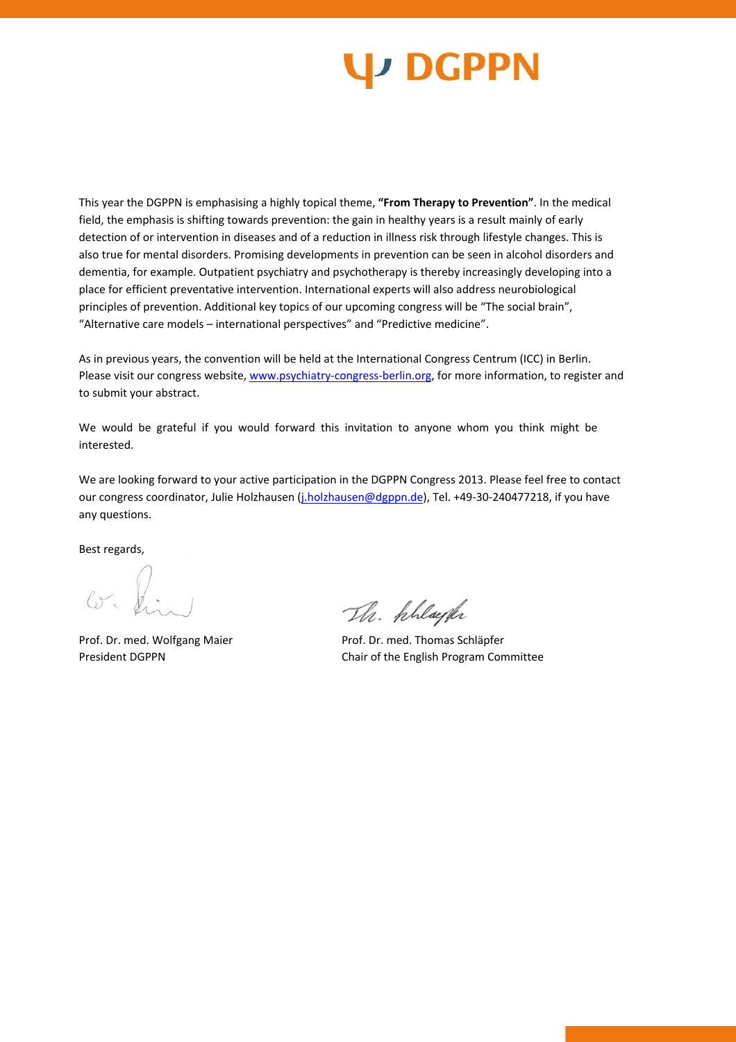# DGPPN

This year the DGPPN is emphasising a highly topical theme, **"From Therapy to Prevention"**. In the medical field, the emphasis is shifting towards prevention: the gain in healthy years is a result mainly of early detection of or intervention in diseases and of a reduction in illness risk through lifestyle changes. This is also true for mental disorders. Promising developments in prevention can be seen in alcohol disorders and dementia, for example. Outpatient psychiatry and psychotherapy is thereby increasingly developing into a place for efficient preventative intervention. International experts will also address neurobiological principles of prevention. Additional key topics of our upcoming congress will be "The social brain", "Alternative care models – international perspectives" and "Predictive medicine".

As in previous years, the convention will be held at the International Congress Centrum (ICC) in Berlin. Please visit our congress website, [www.psychiatry-congress-berlin.org](www.psychiatry-congress-berlin.org), for more information, to register and to submit your abstract.

We would be grateful if you would forward this invitation to anyone whom you think might be interested.

We are looking forward to your active participation in the DGPPN Congress 2013. Please feel free to contact our congress coordinator, Julie Holzhausen ([j.holzhausen@dgppn.de](mailto:j.holzhausen@dgppn.de)), Tel. +49-30-240477218, if you have any questions.

Best regards,

Prof. Dr. med. Wolfgang Maier
President DGPPN

Prof. Dr. med. Thomas Schläpfer
Chair of the English Program Committee